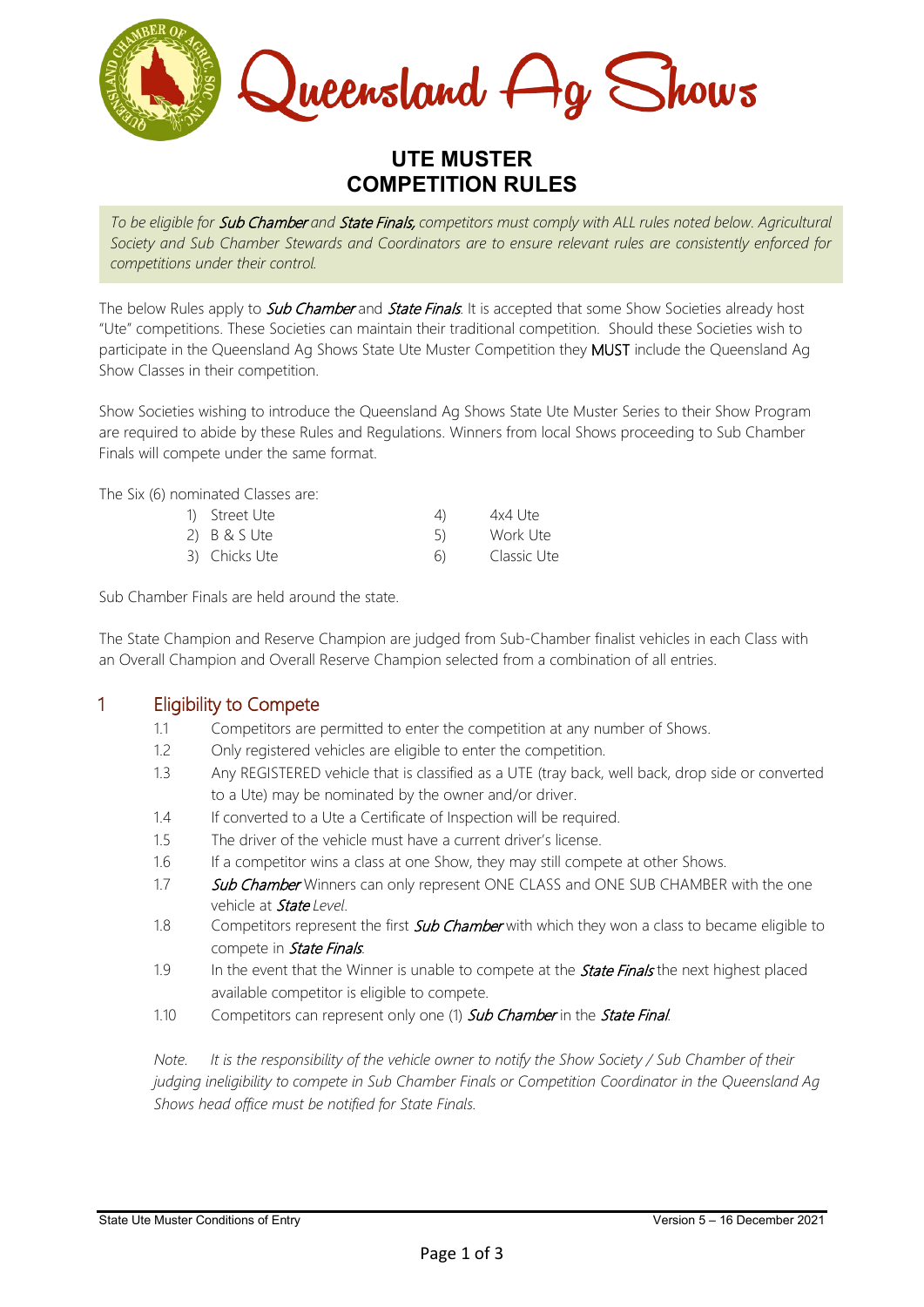# Queensland Ag Shows

## UTE MUSTER COMPETITION RULES

*To be eligible for **Sub Chamber** and **State Finals,** competitors must comply with ALL rules noted below. Agricultural Society and Sub Chamber Stewards and Coordinators are to ensure relevant rules are consistently enforced for competitions under their control.*

The below Rules apply to ***Sub Chamber*** and ***State Finals***. It is accepted that some Show Societies already host "Ute" competitions. These Societies can maintain their traditional competition. Should these Societies wish to participate in the Queensland Ag Shows State Ute Muster Competition they **MUST** include the Queensland Ag Show Classes in their competition.

Show Societies wishing to introduce the Queensland Ag Shows State Ute Muster Series to their Show Program are required to abide by these Rules and Regulations. Winners from local Shows proceeding to Sub Chamber Finals will compete under the same format.

The Six (6) nominated Classes are:

1) Street Ute
2) B & S Ute
3) Chicks Ute
4) 4x4 Ute
5) Work Ute
6) Classic Ute

Sub Chamber Finals are held around the state.

The State Champion and Reserve Champion are judged from Sub-Chamber finalist vehicles in each Class with an Overall Champion and Overall Reserve Champion selected from a combination of all entries.

## 1 Eligibility to Compete

1.1 Competitors are permitted to enter the competition at any number of Shows.

1.2 Only registered vehicles are eligible to enter the competition.

1.3 Any REGISTERED vehicle that is classified as a UTE (tray back, well back, drop side or converted to a Ute) may be nominated by the owner and/or driver.

1.4 If converted to a Ute a Certificate of Inspection will be required.

1.5 The driver of the vehicle must have a current driver's license.

1.6 If a competitor wins a class at one Show, they may still compete at other Shows.

1.7 ***Sub Chamber*** Winners can only represent ONE CLASS and ONE SUB CHAMBER with the one vehicle at ***State*** *Level*.

1.8 Competitors represent the first ***Sub Chamber*** with which they won a class to became eligible to compete in ***State Finals***.

1.9 In the event that the Winner is unable to compete at the ***State Finals*** the next highest placed available competitor is eligible to compete.

1.10 Competitors can represent only one (1) ***Sub Chamber*** in the ***State Final***.

*Note. It is the responsibility of the vehicle owner to notify the Show Society / Sub Chamber of their judging ineligibility to compete in Sub Chamber Finals or Competition Coordinator in the Queensland Ag Shows head office must be notified for State Finals.*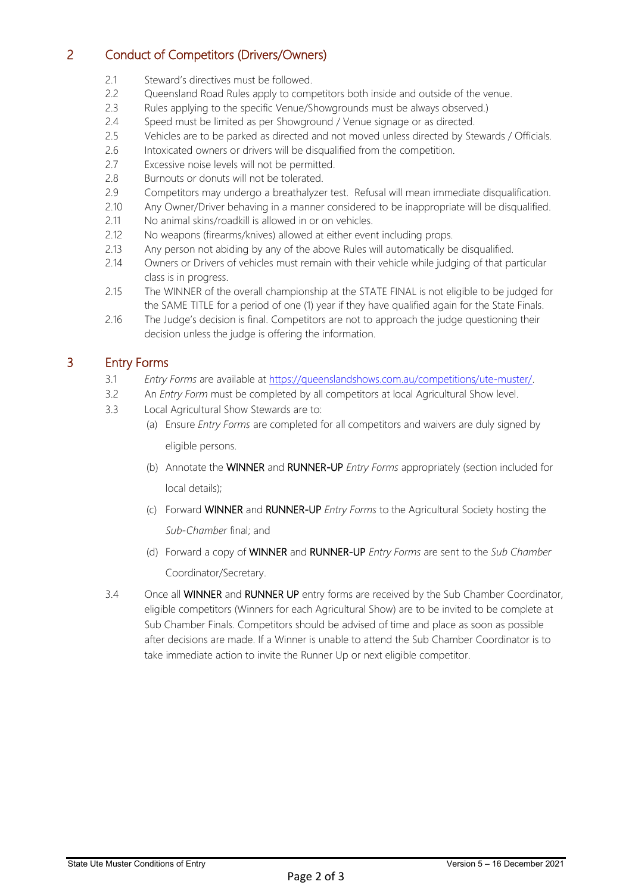## 2 Conduct of Competitors (Drivers/Owners)

2.1 Steward's directives must be followed.

2.2 Queensland Road Rules apply to competitors both inside and outside of the venue.

2.3 Rules applying to the specific Venue/Showgrounds must be always observed.)

2.4 Speed must be limited as per Showground / Venue signage or as directed.

2.5 Vehicles are to be parked as directed and not moved unless directed by Stewards / Officials.

2.6 Intoxicated owners or drivers will be disqualified from the competition.

2.7 Excessive noise levels will not be permitted.

2.8 Burnouts or donuts will not be tolerated.

2.9 Competitors may undergo a breathalyzer test. Refusal will mean immediate disqualification.

2.10 Any Owner/Driver behaving in a manner considered to be inappropriate will be disqualified.

2.11 No animal skins/roadkill is allowed in or on vehicles.

2.12 No weapons (firearms/knives) allowed at either event including props.

2.13 Any person not abiding by any of the above Rules will automatically be disqualified.

2.14 Owners or Drivers of vehicles must remain with their vehicle while judging of that particular class is in progress.

2.15 The WINNER of the overall championship at the STATE FINAL is not eligible to be judged for the SAME TITLE for a period of one (1) year if they have qualified again for the State Finals.

2.16 The Judge's decision is final. Competitors are not to approach the judge questioning their decision unless the judge is offering the information.

## 3 Entry Forms

3.1 *Entry Forms* are available at https://queenslandshows.com.au/competitions/ute-muster/.

3.2 An *Entry Form* must be completed by all competitors at local Agricultural Show level.

3.3 Local Agricultural Show Stewards are to:

(a) Ensure *Entry Forms* are completed for all competitors and waivers are duly signed by eligible persons.

(b) Annotate the WINNER and RUNNER-UP *Entry Forms* appropriately (section included for local details);

(c) Forward WINNER and RUNNER-UP *Entry Forms* to the Agricultural Society hosting the *Sub-Chamber* final; and

(d) Forward a copy of WINNER and RUNNER-UP *Entry Forms* are sent to the *Sub Chamber* Coordinator/Secretary.

3.4 Once all WINNER and RUNNER UP entry forms are received by the Sub Chamber Coordinator, eligible competitors (Winners for each Agricultural Show) are to be invited to be complete at Sub Chamber Finals. Competitors should be advised of time and place as soon as possible after decisions are made. If a Winner is unable to attend the Sub Chamber Coordinator is to take immediate action to invite the Runner Up or next eligible competitor.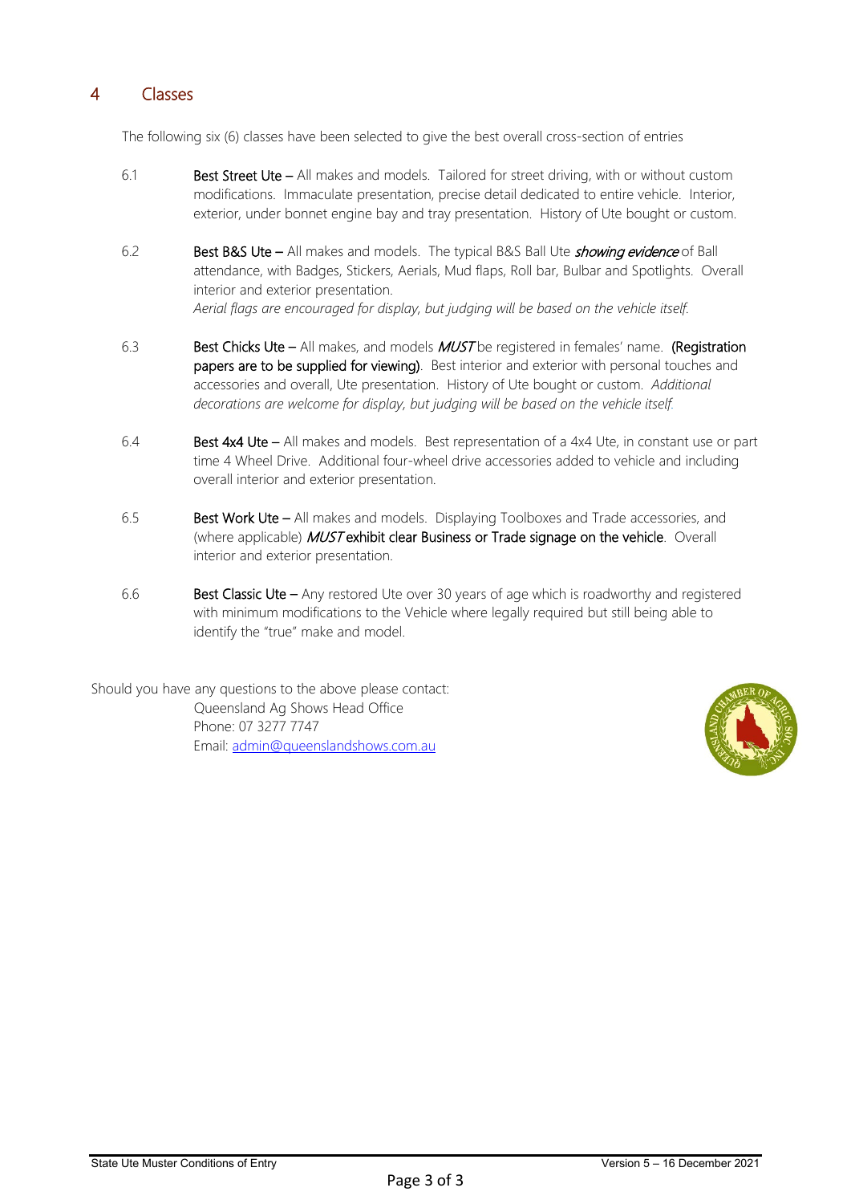## 4 Classes

The following six (6) classes have been selected to give the best overall cross-section of entries

6.1 **Best Street Ute –** All makes and models. Tailored for street driving, with or without custom modifications. Immaculate presentation, precise detail dedicated to entire vehicle. Interior, exterior, under bonnet engine bay and tray presentation. History of Ute bought or custom.

6.2 **Best B&S Ute –** All makes and models. The typical B&S Ball Ute ***showing evidence*** of Ball attendance, with Badges, Stickers, Aerials, Mud flaps, Roll bar, Bulbar and Spotlights. Overall interior and exterior presentation.
*Aerial flags are encouraged for display, but judging will be based on the vehicle itself.*

6.3 **Best Chicks Ute –** All makes, and models ***MUST*** be registered in females' name. **(Registration papers are to be supplied for viewing)**. Best interior and exterior with personal touches and accessories and overall, Ute presentation. History of Ute bought or custom. *Additional decorations are welcome for display, but judging will be based on the vehicle itself.*

6.4 **Best 4x4 Ute –** All makes and models. Best representation of a 4x4 Ute, in constant use or part time 4 Wheel Drive. Additional four-wheel drive accessories added to vehicle and including overall interior and exterior presentation.

6.5 **Best Work Ute –** All makes and models. Displaying Toolboxes and Trade accessories, and (where applicable) ***MUST*** **exhibit clear Business or Trade signage on the vehicle**. Overall interior and exterior presentation.

6.6 **Best Classic Ute –** Any restored Ute over 30 years of age which is roadworthy and registered with minimum modifications to the Vehicle where legally required but still being able to identify the "true" make and model.

Should you have any questions to the above please contact:
Queensland Ag Shows Head Office
Phone: 07 3277 7747
Email: [admin@queenslandshows.com.au](mailto:admin@queenslandshows.com.au)